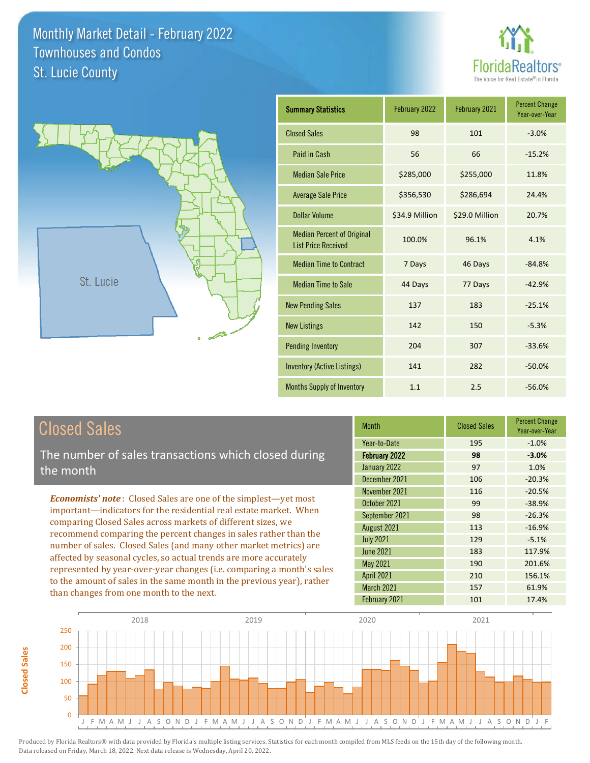# Monthly Market Detail - February 2022
## Townhouses and Condos
## St. Lucie County

FloridaRealtors® The Voice for Real Estate® in Florida

St. Lucie

| Summary Statistics | February 2022 | February 2021 | Percent Change Year-over-Year |
|---|---|---|---|
| Closed Sales | 98 | 101 | -3.0% |
| Paid in Cash | 56 | 66 | -15.2% |
| Median Sale Price | $285,000 | $255,000 | 11.8% |
| Average Sale Price | $356,530 | $286,694 | 24.4% |
| Dollar Volume | $34.9 Million | $29.0 Million | 20.7% |
| Median Percent of Original List Price Received | 100.0% | 96.1% | 4.1% |
| Median Time to Contract | 7 Days | 46 Days | -84.8% |
| Median Time to Sale | 44 Days | 77 Days | -42.9% |
| New Pending Sales | 137 | 183 | -25.1% |
| New Listings | 142 | 150 | -5.3% |
| Pending Inventory | 204 | 307 | -33.6% |
| Inventory (Active Listings) | 141 | 282 | -50.0% |
| Months Supply of Inventory | 1.1 | 2.5 | -56.0% |

## Closed Sales

The number of sales transactions which closed during the month

*Economists' note*: Closed Sales are one of the simplest—yet most important—indicators for the residential real estate market. When comparing Closed Sales across markets of different sizes, we recommend comparing the percent changes in sales rather than the number of sales. Closed Sales (and many other market metrics) are affected by seasonal cycles, so actual trends are more accurately represented by year-over-year changes (i.e. comparing a month's sales to the amount of sales in the same month in the previous year), rather than changes from one month to the next.

| Month | Closed Sales | Percent Change Year-over-Year |
|---|---|---|
| Year-to-Date | 195 | -1.0% |
| **February 2022** | **98** | **-3.0%** |
| January 2022 | 97 | 1.0% |
| December 2021 | 106 | -20.3% |
| November 2021 | 116 | -20.5% |
| October 2021 | 99 | -38.9% |
| September 2021 | 98 | -26.3% |
| August 2021 | 113 | -16.9% |
| July 2021 | 129 | -5.1% |
| June 2021 | 183 | 117.9% |
| May 2021 | 190 | 201.6% |
| April 2021 | 210 | 156.1% |
| March 2021 | 157 | 61.9% |
| February 2021 | 101 | 17.4% |

Produced by Florida Realtors® with data provided by Florida's multiple listing services. Statistics for each month compiled from MLS feeds on the 15th day of the following month. Data released on Friday, March 18, 2022. Next data release is Wednesday, April 20, 2022.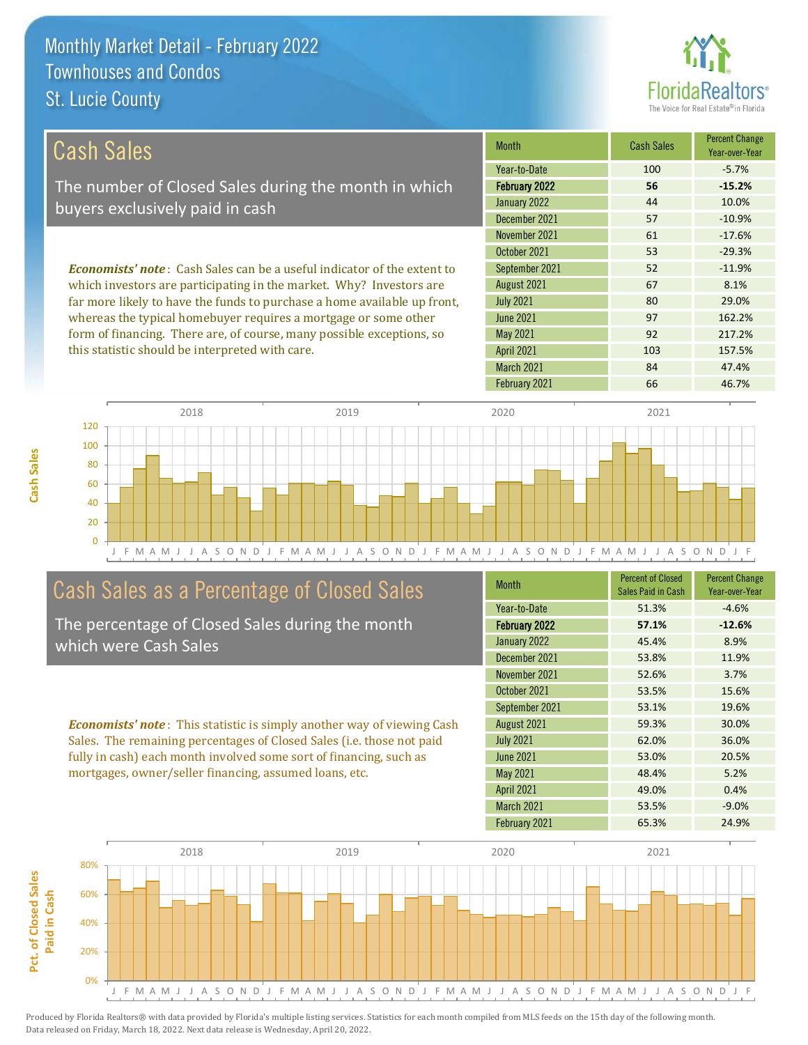# Monthly Market Detail - February 2022
## Townhouses and Condos
## St. Lucie County

## Cash Sales

The number of Closed Sales during the month in which buyers exclusively paid in cash

***Economists' note***: Cash Sales can be a useful indicator of the extent to which investors are participating in the market. Why? Investors are far more likely to have the funds to purchase a home available up front, whereas the typical homebuyer requires a mortgage or some other form of financing. There are, of course, many possible exceptions, so this statistic should be interpreted with care.

| Month | Cash Sales | Percent Change Year-over-Year |
|---|---|---|
| Year-to-Date | 100 | -5.7% |
| **February 2022** | **56** | **-15.2%** |
| January 2022 | 44 | 10.0% |
| December 2021 | 57 | -10.9% |
| November 2021 | 61 | -17.6% |
| October 2021 | 53 | -29.3% |
| September 2021 | 52 | -11.9% |
| August 2021 | 67 | 8.1% |
| July 2021 | 80 | 29.0% |
| June 2021 | 97 | 162.2% |
| May 2021 | 92 | 217.2% |
| April 2021 | 103 | 157.5% |
| March 2021 | 84 | 47.4% |
| February 2021 | 66 | 46.7% |

## Cash Sales as a Percentage of Closed Sales

The percentage of Closed Sales during the month which were Cash Sales

***Economists' note***: This statistic is simply another way of viewing Cash Sales. The remaining percentages of Closed Sales (i.e. those not paid fully in cash) each month involved some sort of financing, such as mortgages, owner/seller financing, assumed loans, etc.

| Month | Percent of Closed Sales Paid in Cash | Percent Change Year-over-Year |
|---|---|---|
| Year-to-Date | 51.3% | -4.6% |
| **February 2022** | **57.1%** | **-12.6%** |
| January 2022 | 45.4% | 8.9% |
| December 2021 | 53.8% | 11.9% |
| November 2021 | 52.6% | 3.7% |
| October 2021 | 53.5% | 15.6% |
| September 2021 | 53.1% | 19.6% |
| August 2021 | 59.3% | 30.0% |
| July 2021 | 62.0% | 36.0% |
| June 2021 | 53.0% | 20.5% |
| May 2021 | 48.4% | 5.2% |
| April 2021 | 49.0% | 0.4% |
| March 2021 | 53.5% | -9.0% |
| February 2021 | 65.3% | 24.9% |

Produced by Florida Realtors® with data provided by Florida's multiple listing services. Statistics for each month compiled from MLS feeds on the 15th day of the following month. Data released on Friday, March 18, 2022. Next data release is Wednesday, April 20, 2022.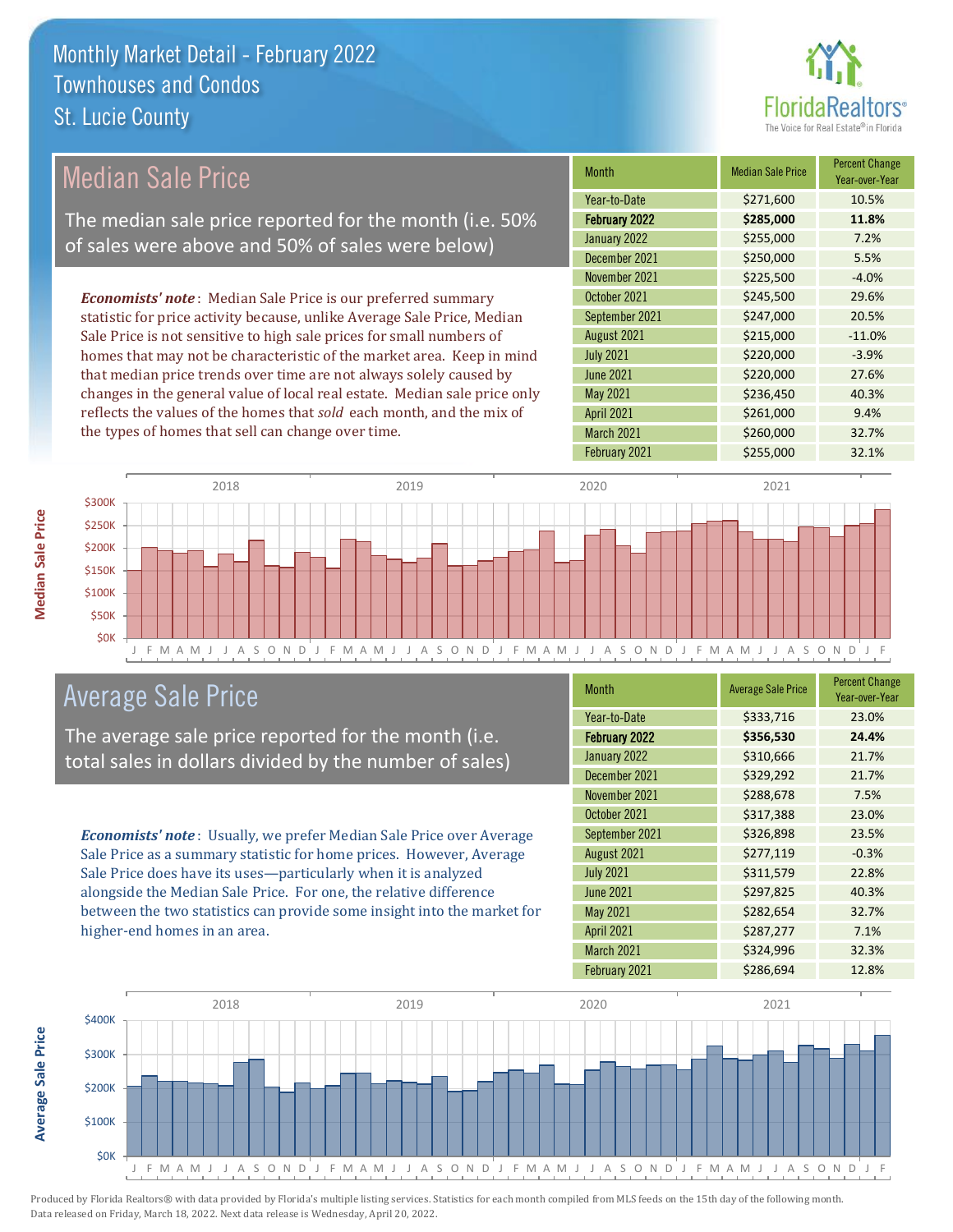# Monthly Market Detail - February 2022
## Townhouses and Condos
## St. Lucie County

## Median Sale Price

The median sale price reported for the month (i.e. 50% of sales were above and 50% of sales were below)

***Economists' note***: Median Sale Price is our preferred summary statistic for price activity because, unlike Average Sale Price, Median Sale Price is not sensitive to high sale prices for small numbers of homes that may not be characteristic of the market area. Keep in mind that median price trends over time are not always solely caused by changes in the general value of local real estate. Median sale price only reflects the values of the homes that *sold* each month, and the mix of the types of homes that sell can change over time.

| Month | Median Sale Price | Percent Change Year-over-Year |
|---|---|---|
| Year-to-Date | $271,600 | 10.5% |
| **February 2022** | **$285,000** | **11.8%** |
| January 2022 | $255,000 | 7.2% |
| December 2021 | $250,000 | 5.5% |
| November 2021 | $225,500 | -4.0% |
| October 2021 | $245,500 | 29.6% |
| September 2021 | $247,000 | 20.5% |
| August 2021 | $215,000 | -11.0% |
| July 2021 | $220,000 | -3.9% |
| June 2021 | $220,000 | 27.6% |
| May 2021 | $236,450 | 40.3% |
| April 2021 | $261,000 | 9.4% |
| March 2021 | $260,000 | 32.7% |
| February 2021 | $255,000 | 32.1% |

## Average Sale Price

The average sale price reported for the month (i.e. total sales in dollars divided by the number of sales)

***Economists' note***: Usually, we prefer Median Sale Price over Average Sale Price as a summary statistic for home prices. However, Average Sale Price does have its uses—particularly when it is analyzed alongside the Median Sale Price. For one, the relative difference between the two statistics can provide some insight into the market for higher-end homes in an area.

| Month | Average Sale Price | Percent Change Year-over-Year |
|---|---|---|
| Year-to-Date | $333,716 | 23.0% |
| **February 2022** | **$356,530** | **24.4%** |
| January 2022 | $310,666 | 21.7% |
| December 2021 | $329,292 | 21.7% |
| November 2021 | $288,678 | 7.5% |
| October 2021 | $317,388 | 23.0% |
| September 2021 | $326,898 | 23.5% |
| August 2021 | $277,119 | -0.3% |
| July 2021 | $311,579 | 22.8% |
| June 2021 | $297,825 | 40.3% |
| May 2021 | $282,654 | 32.7% |
| April 2021 | $287,277 | 7.1% |
| March 2021 | $324,996 | 32.3% |
| February 2021 | $286,694 | 12.8% |

Produced by Florida Realtors® with data provided by Florida's multiple listing services. Statistics for each month compiled from MLS feeds on the 15th day of the following month. Data released on Friday, March 18, 2022. Next data release is Wednesday, April 20, 2022.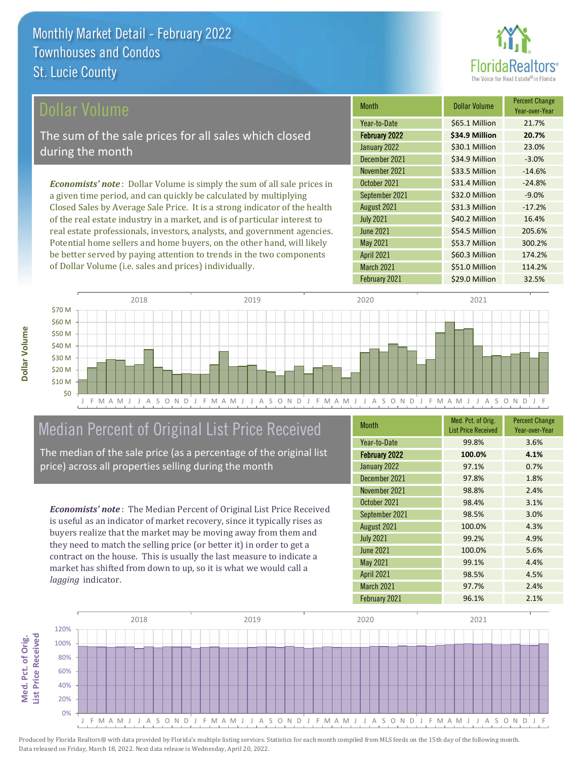# Monthly Market Detail - February 2022
## Townhouses and Condos
## St. Lucie County

## Dollar Volume

The sum of the sale prices for all sales which closed during the month

***Economists' note***: Dollar Volume is simply the sum of all sale prices in a given time period, and can quickly be calculated by multiplying Closed Sales by Average Sale Price. It is a strong indicator of the health of the real estate industry in a market, and is of particular interest to real estate professionals, investors, analysts, and government agencies. Potential home sellers and home buyers, on the other hand, will likely be better served by paying attention to trends in the two components of Dollar Volume (i.e. sales and prices) individually.

| Month | Dollar Volume | Percent Change Year-over-Year |
|---|---|---|
| Year-to-Date | $65.1 Million | 21.7% |
| **February 2022** | **$34.9 Million** | **20.7%** |
| January 2022 | $30.1 Million | 23.0% |
| December 2021 | $34.9 Million | -3.0% |
| November 2021 | $33.5 Million | -14.6% |
| October 2021 | $31.4 Million | -24.8% |
| September 2021 | $32.0 Million | -9.0% |
| August 2021 | $31.3 Million | -17.2% |
| July 2021 | $40.2 Million | 16.4% |
| June 2021 | $54.5 Million | 205.6% |
| May 2021 | $53.7 Million | 300.2% |
| April 2021 | $60.3 Million | 174.2% |
| March 2021 | $51.0 Million | 114.2% |
| February 2021 | $29.0 Million | 32.5% |

## Median Percent of Original List Price Received

The median of the sale price (as a percentage of the original list price) across all properties selling during the month

***Economists' note***: The Median Percent of Original List Price Received is useful as an indicator of market recovery, since it typically rises as buyers realize that the market may be moving away from them and they need to match the selling price (or better it) in order to get a contract on the house. This is usually the last measure to indicate a market has shifted from down to up, so it is what we would call a *lagging* indicator.

| Month | Med. Pct. of Orig. List Price Received | Percent Change Year-over-Year |
|---|---|---|
| Year-to-Date | 99.8% | 3.6% |
| **February 2022** | **100.0%** | **4.1%** |
| January 2022 | 97.1% | 0.7% |
| December 2021 | 97.8% | 1.8% |
| November 2021 | 98.8% | 2.4% |
| October 2021 | 98.4% | 3.1% |
| September 2021 | 98.5% | 3.0% |
| August 2021 | 100.0% | 4.3% |
| July 2021 | 99.2% | 4.9% |
| June 2021 | 100.0% | 5.6% |
| May 2021 | 99.1% | 4.4% |
| April 2021 | 98.5% | 4.5% |
| March 2021 | 97.7% | 2.4% |
| February 2021 | 96.1% | 2.1% |

Produced by Florida Realtors® with data provided by Florida's multiple listing services. Statistics for each month compiled from MLS feeds on the 15th day of the following month. Data released on Friday, March 18, 2022. Next data release is Wednesday, April 20, 2022.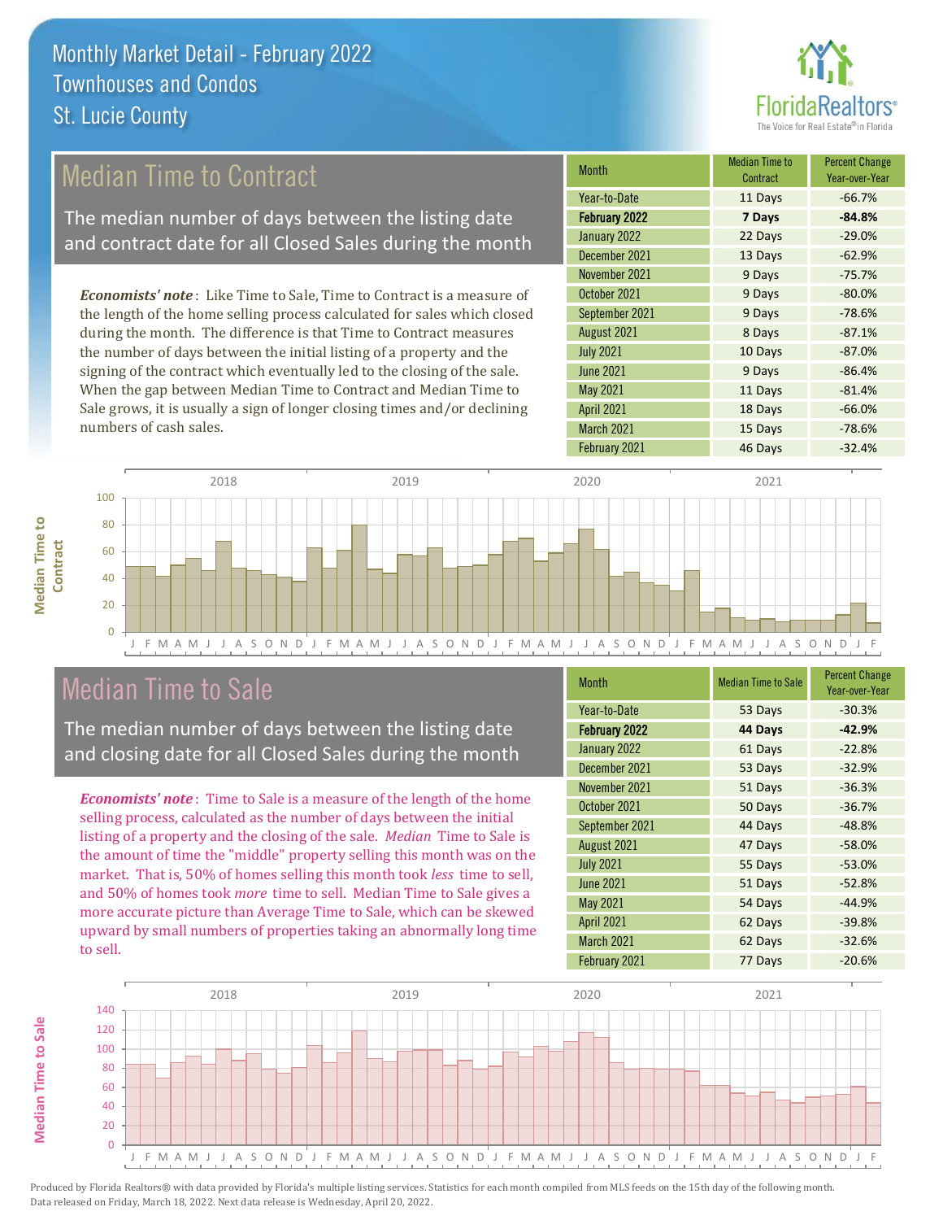# Monthly Market Detail - February 2022
## Townhouses and Condos
## St. Lucie County

## Median Time to Contract

The median number of days between the listing date and contract date for all Closed Sales during the month

***Economists' note***: Like Time to Sale, Time to Contract is a measure of the length of the home selling process calculated for sales which closed during the month. The difference is that Time to Contract measures the number of days between the initial listing of a property and the signing of the contract which eventually led to the closing of the sale. When the gap between Median Time to Contract and Median Time to Sale grows, it is usually a sign of longer closing times and/or declining numbers of cash sales.

| Month | Median Time to Contract | Percent Change Year-over-Year |
|---|---|---|
| Year-to-Date | 11 Days | -66.7% |
| **February 2022** | **7 Days** | **-84.8%** |
| January 2022 | 22 Days | -29.0% |
| December 2021 | 13 Days | -62.9% |
| November 2021 | 9 Days | -75.7% |
| October 2021 | 9 Days | -80.0% |
| September 2021 | 9 Days | -78.6% |
| August 2021 | 8 Days | -87.1% |
| July 2021 | 10 Days | -87.0% |
| June 2021 | 9 Days | -86.4% |
| May 2021 | 11 Days | -81.4% |
| April 2021 | 18 Days | -66.0% |
| March 2021 | 15 Days | -78.6% |
| February 2021 | 46 Days | -32.4% |

## Median Time to Sale

The median number of days between the listing date and closing date for all Closed Sales during the month

***Economists' note***: Time to Sale is a measure of the length of the home selling process, calculated as the number of days between the initial listing of a property and the closing of the sale. *Median* Time to Sale is the amount of time the "middle" property selling this month was on the market. That is, 50% of homes selling this month took *less* time to sell, and 50% of homes took *more* time to sell. Median Time to Sale gives a more accurate picture than Average Time to Sale, which can be skewed upward by small numbers of properties taking an abnormally long time to sell.

| Month | Median Time to Sale | Percent Change Year-over-Year |
|---|---|---|
| Year-to-Date | 53 Days | -30.3% |
| **February 2022** | **44 Days** | **-42.9%** |
| January 2022 | 61 Days | -22.8% |
| December 2021 | 53 Days | -32.9% |
| November 2021 | 51 Days | -36.3% |
| October 2021 | 50 Days | -36.7% |
| September 2021 | 44 Days | -48.8% |
| August 2021 | 47 Days | -58.0% |
| July 2021 | 55 Days | -53.0% |
| June 2021 | 51 Days | -52.8% |
| May 2021 | 54 Days | -44.9% |
| April 2021 | 62 Days | -39.8% |
| March 2021 | 62 Days | -32.6% |
| February 2021 | 77 Days | -20.6% |

Produced by Florida Realtors® with data provided by Florida's multiple listing services. Statistics for each month compiled from MLS feeds on the 15th day of the following month. Data released on Friday, March 18, 2022. Next data release is Wednesday, April 20, 2022.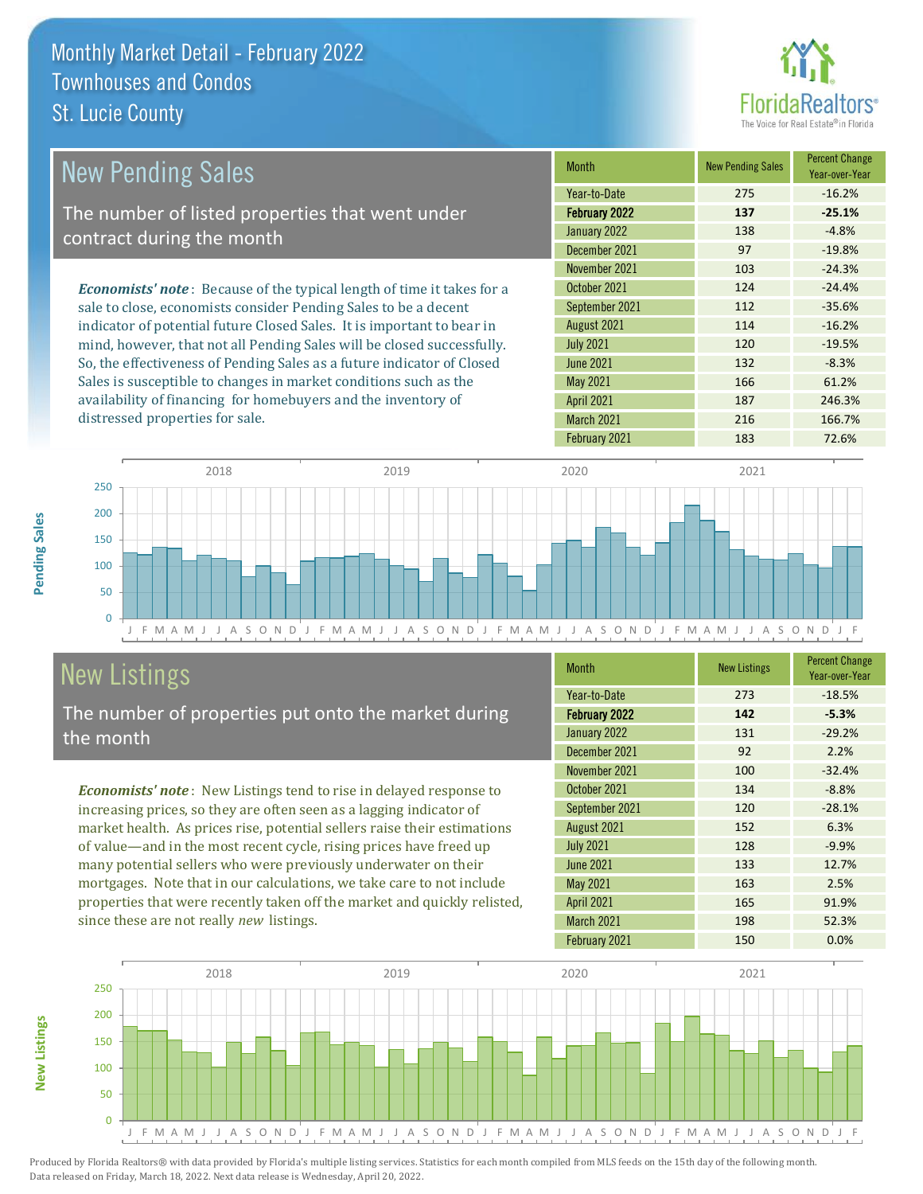# Monthly Market Detail - February 2022
## Townhouses and Condos
## St. Lucie County

## New Pending Sales

The number of listed properties that went under contract during the month

***Economists' note***: Because of the typical length of time it takes for a sale to close, economists consider Pending Sales to be a decent indicator of potential future Closed Sales. It is important to bear in mind, however, that not all Pending Sales will be closed successfully. So, the effectiveness of Pending Sales as a future indicator of Closed Sales is susceptible to changes in market conditions such as the availability of financing for homebuyers and the inventory of distressed properties for sale.

| Month | New Pending Sales | Percent Change Year-over-Year |
|---|---|---|
| Year-to-Date | 275 | -16.2% |
| **February 2022** | **137** | **-25.1%** |
| January 2022 | 138 | -4.8% |
| December 2021 | 97 | -19.8% |
| November 2021 | 103 | -24.3% |
| October 2021 | 124 | -24.4% |
| September 2021 | 112 | -35.6% |
| August 2021 | 114 | -16.2% |
| July 2021 | 120 | -19.5% |
| June 2021 | 132 | -8.3% |
| May 2021 | 166 | 61.2% |
| April 2021 | 187 | 246.3% |
| March 2021 | 216 | 166.7% |
| February 2021 | 183 | 72.6% |

## New Listings

The number of properties put onto the market during the month

***Economists' note***: New Listings tend to rise in delayed response to increasing prices, so they are often seen as a lagging indicator of market health. As prices rise, potential sellers raise their estimations of value—and in the most recent cycle, rising prices have freed up many potential sellers who were previously underwater on their mortgages. Note that in our calculations, we take care to not include properties that were recently taken off the market and quickly relisted, since these are not really *new* listings.

| Month | New Listings | Percent Change Year-over-Year |
|---|---|---|
| Year-to-Date | 273 | -18.5% |
| **February 2022** | **142** | **-5.3%** |
| January 2022 | 131 | -29.2% |
| December 2021 | 92 | 2.2% |
| November 2021 | 100 | -32.4% |
| October 2021 | 134 | -8.8% |
| September 2021 | 120 | -28.1% |
| August 2021 | 152 | 6.3% |
| July 2021 | 128 | -9.9% |
| June 2021 | 133 | 12.7% |
| May 2021 | 163 | 2.5% |
| April 2021 | 165 | 91.9% |
| March 2021 | 198 | 52.3% |
| February 2021 | 150 | 0.0% |

Produced by Florida Realtors® with data provided by Florida's multiple listing services. Statistics for each month compiled from MLS feeds on the 15th day of the following month. Data released on Friday, March 18, 2022. Next data release is Wednesday, April 20, 2022.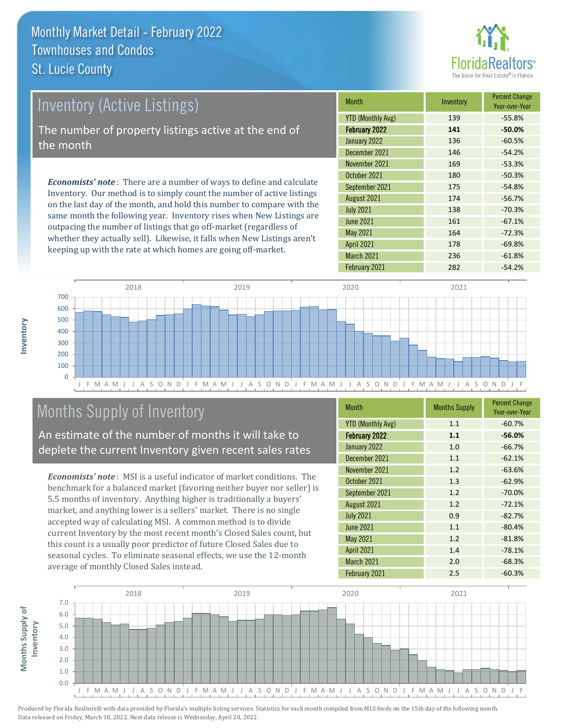# Monthly Market Detail - February 2022
## Townhouses and Condos
## St. Lucie County

## Inventory (Active Listings)

The number of property listings active at the end of the month

***Economists' note***: There are a number of ways to define and calculate Inventory. Our method is to simply count the number of active listings on the last day of the month, and hold this number to compare with the same month the following year. Inventory rises when New Listings are outpacing the number of listings that go off-market (regardless of whether they actually sell). Likewise, it falls when New Listings aren't keeping up with the rate at which homes are going off-market.

| Month | Inventory | Percent Change Year-over-Year |
|---|---|---|
| YTD (Monthly Avg) | 139 | -55.8% |
| **February 2022** | **141** | **-50.0%** |
| January 2022 | 136 | -60.5% |
| December 2021 | 146 | -54.2% |
| November 2021 | 169 | -53.3% |
| October 2021 | 180 | -50.3% |
| September 2021 | 175 | -54.8% |
| August 2021 | 174 | -56.7% |
| July 2021 | 138 | -70.3% |
| June 2021 | 161 | -67.1% |
| May 2021 | 164 | -72.3% |
| April 2021 | 178 | -69.8% |
| March 2021 | 236 | -61.8% |
| February 2021 | 282 | -54.2% |

## Months Supply of Inventory

An estimate of the number of months it will take to deplete the current Inventory given recent sales rates

***Economists' note***: MSI is a useful indicator of market conditions. The benchmark for a balanced market (favoring neither buyer nor seller) is 5.5 months of inventory. Anything higher is traditionally a buyers' market, and anything lower is a sellers' market. There is no single accepted way of calculating MSI. A common method is to divide current Inventory by the most recent month's Closed Sales count, but this count is a usually poor predictor of future Closed Sales due to seasonal cycles. To eliminate seasonal effects, we use the 12-month average of monthly Closed Sales instead.

| Month | Months Supply | Percent Change Year-over-Year |
|---|---|---|
| YTD (Monthly Avg) | 1.1 | -60.7% |
| **February 2022** | **1.1** | **-56.0%** |
| January 2022 | 1.0 | -66.7% |
| December 2021 | 1.1 | -62.1% |
| November 2021 | 1.2 | -63.6% |
| October 2021 | 1.3 | -62.9% |
| September 2021 | 1.2 | -70.0% |
| August 2021 | 1.2 | -72.1% |
| July 2021 | 0.9 | -82.7% |
| June 2021 | 1.1 | -80.4% |
| May 2021 | 1.2 | -81.8% |
| April 2021 | 1.4 | -78.1% |
| March 2021 | 2.0 | -68.3% |
| February 2021 | 2.5 | -60.3% |

Produced by Florida Realtors® with data provided by Florida's multiple listing services. Statistics for each month compiled from MLS feeds on the 15th day of the following month. Data released on Friday, March 18, 2022. Next data release is Wednesday, April 20, 2022.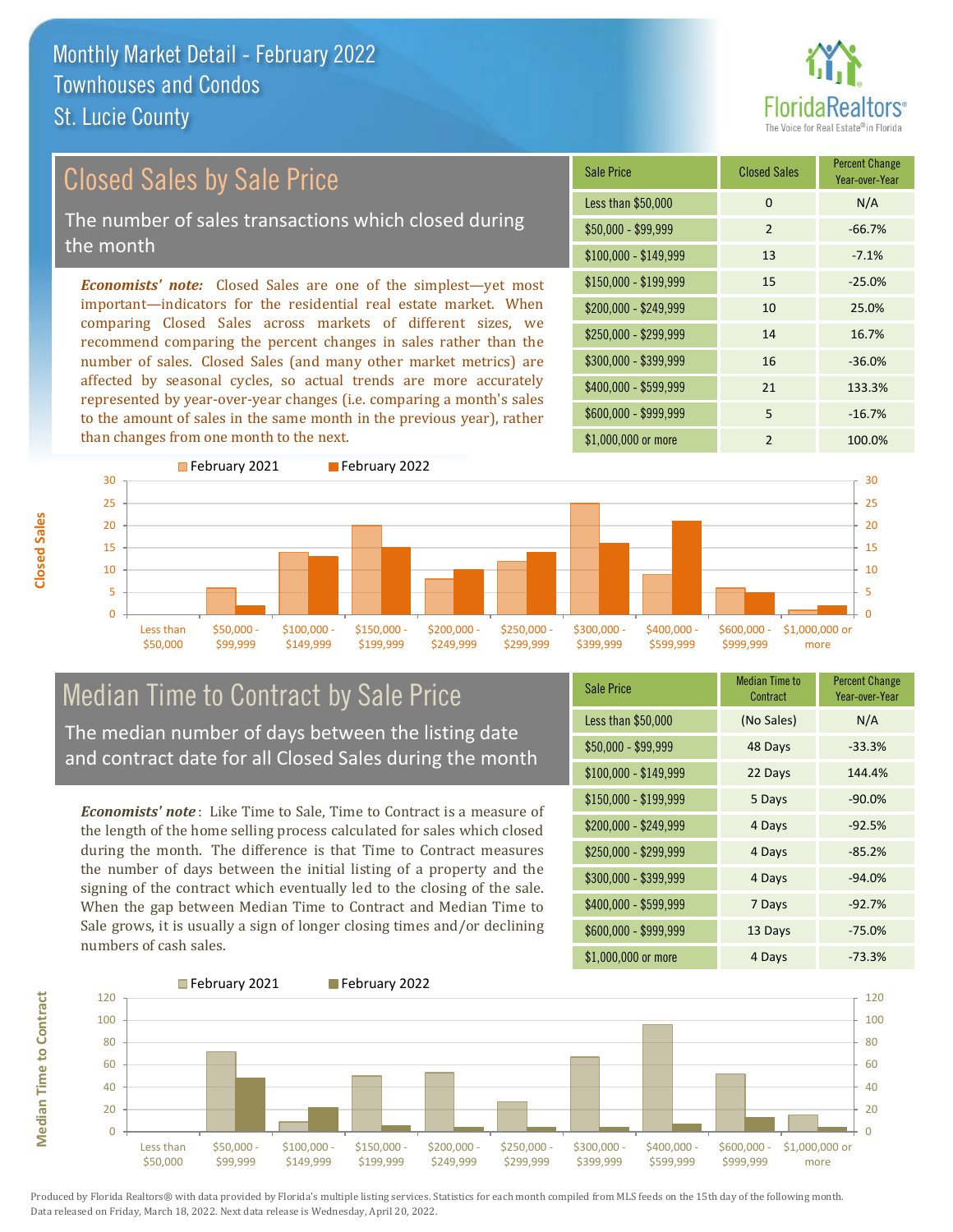# Monthly Market Detail - February 2022
## Townhouses and Condos
## St. Lucie County

## Closed Sales by Sale Price

The number of sales transactions which closed during the month

*Economists' note:* Closed Sales are one of the simplest—yet most important—indicators for the residential real estate market. When comparing Closed Sales across markets of different sizes, we recommend comparing the percent changes in sales rather than the number of sales. Closed Sales (and many other market metrics) are affected by seasonal cycles, so actual trends are more accurately represented by year-over-year changes (i.e. comparing a month's sales to the amount of sales in the same month in the previous year), rather than changes from one month to the next.

| Sale Price | Closed Sales | Percent Change Year-over-Year |
|---|---|---|
| Less than $50,000 | 0 | N/A |
| $50,000 - $99,999 | 2 | -66.7% |
| $100,000 - $149,999 | 13 | -7.1% |
| $150,000 - $199,999 | 15 | -25.0% |
| $200,000 - $249,999 | 10 | 25.0% |
| $250,000 - $299,999 | 14 | 16.7% |
| $300,000 - $399,999 | 16 | -36.0% |
| $400,000 - $599,999 | 21 | 133.3% |
| $600,000 - $999,999 | 5 | -16.7% |
| $1,000,000 or more | 2 | 100.0% |

## Median Time to Contract by Sale Price

The median number of days between the listing date and contract date for all Closed Sales during the month

*Economists' note*: Like Time to Sale, Time to Contract is a measure of the length of the home selling process calculated for sales which closed during the month. The difference is that Time to Contract measures the number of days between the initial listing of a property and the signing of the contract which eventually led to the closing of the sale. When the gap between Median Time to Contract and Median Time to Sale grows, it is usually a sign of longer closing times and/or declining numbers of cash sales.

| Sale Price | Median Time to Contract | Percent Change Year-over-Year |
|---|---|---|
| Less than $50,000 | (No Sales) | N/A |
| $50,000 - $99,999 | 48 Days | -33.3% |
| $100,000 - $149,999 | 22 Days | 144.4% |
| $150,000 - $199,999 | 5 Days | -90.0% |
| $200,000 - $249,999 | 4 Days | -92.5% |
| $250,000 - $299,999 | 4 Days | -85.2% |
| $300,000 - $399,999 | 4 Days | -94.0% |
| $400,000 - $599,999 | 7 Days | -92.7% |
| $600,000 - $999,999 | 13 Days | -75.0% |
| $1,000,000 or more | 4 Days | -73.3% |

Produced by Florida Realtors® with data provided by Florida's multiple listing services. Statistics for each month compiled from MLS feeds on the 15th day of the following month. Data released on Friday, March 18, 2022. Next data release is Wednesday, April 20, 2022.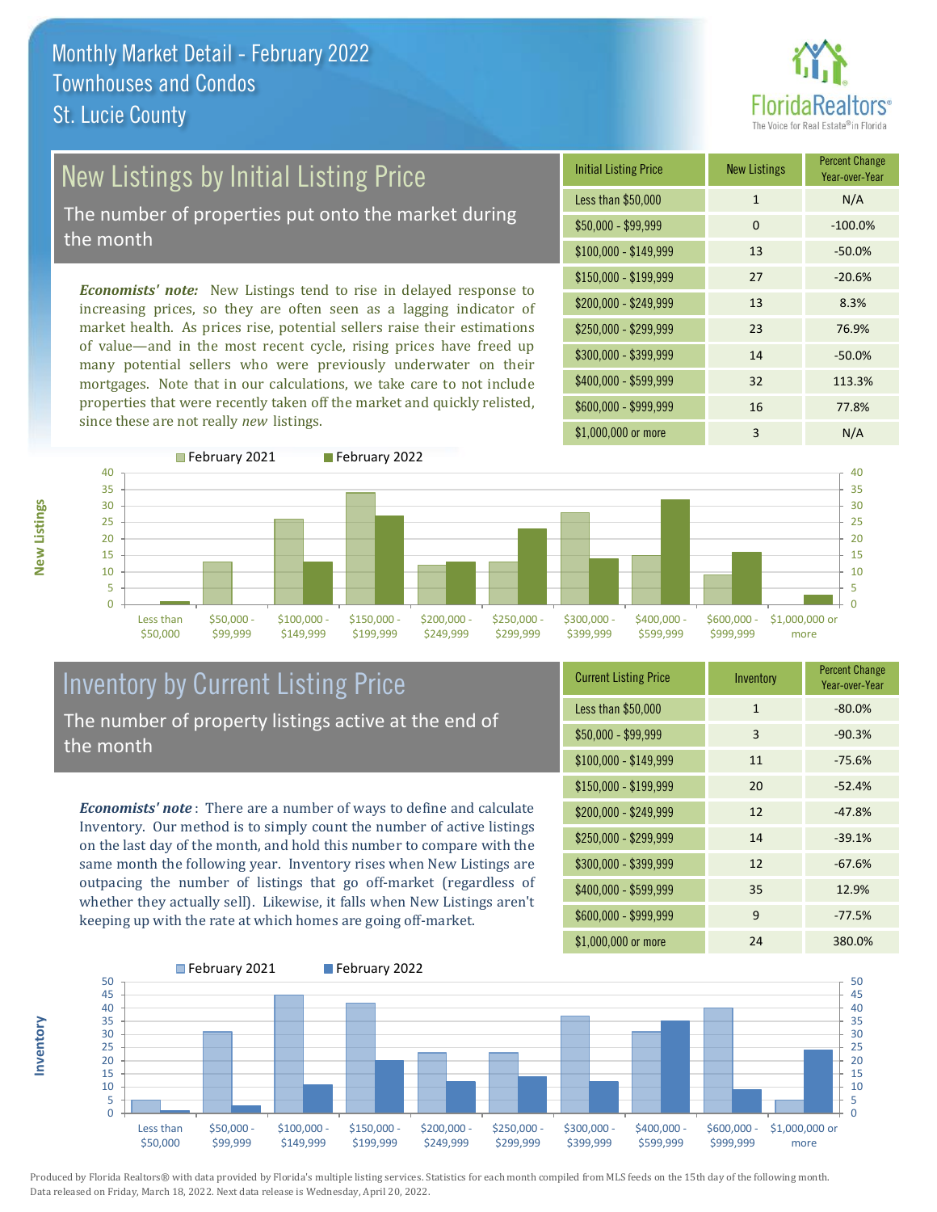# Monthly Market Detail - February 2022
## Townhouses and Condos
## St. Lucie County

## New Listings by Initial Listing Price

The number of properties put onto the market during the month

*Economists' note:* New Listings tend to rise in delayed response to increasing prices, so they are often seen as a lagging indicator of market health. As prices rise, potential sellers raise their estimations of value—and in the most recent cycle, rising prices have freed up many potential sellers who were previously underwater on their mortgages. Note that in our calculations, we take care to not include properties that were recently taken off the market and quickly relisted, since these are not really *new* listings.

| Initial Listing Price | New Listings | Percent Change Year-over-Year |
|---|---|---|
| Less than $50,000 | 1 | N/A |
| $50,000 - $99,999 | 0 | -100.0% |
| $100,000 - $149,999 | 13 | -50.0% |
| $150,000 - $199,999 | 27 | -20.6% |
| $200,000 - $249,999 | 13 | 8.3% |
| $250,000 - $299,999 | 23 | 76.9% |
| $300,000 - $399,999 | 14 | -50.0% |
| $400,000 - $599,999 | 32 | 113.3% |
| $600,000 - $999,999 | 16 | 77.8% |
| $1,000,000 or more | 3 | N/A |

## Inventory by Current Listing Price

The number of property listings active at the end of the month

*Economists' note*: There are a number of ways to define and calculate Inventory. Our method is to simply count the number of active listings on the last day of the month, and hold this number to compare with the same month the following year. Inventory rises when New Listings are outpacing the number of listings that go off-market (regardless of whether they actually sell). Likewise, it falls when New Listings aren't keeping up with the rate at which homes are going off-market.

| Current Listing Price | Inventory | Percent Change Year-over-Year |
|---|---|---|
| Less than $50,000 | 1 | -80.0% |
| $50,000 - $99,999 | 3 | -90.3% |
| $100,000 - $149,999 | 11 | -75.6% |
| $150,000 - $199,999 | 20 | -52.4% |
| $200,000 - $249,999 | 12 | -47.8% |
| $250,000 - $299,999 | 14 | -39.1% |
| $300,000 - $399,999 | 12 | -67.6% |
| $400,000 - $599,999 | 35 | 12.9% |
| $600,000 - $999,999 | 9 | -77.5% |
| $1,000,000 or more | 24 | 380.0% |

Produced by Florida Realtors® with data provided by Florida's multiple listing services. Statistics for each month compiled from MLS feeds on the 15th day of the following month. Data released on Friday, March 18, 2022. Next data release is Wednesday, April 20, 2022.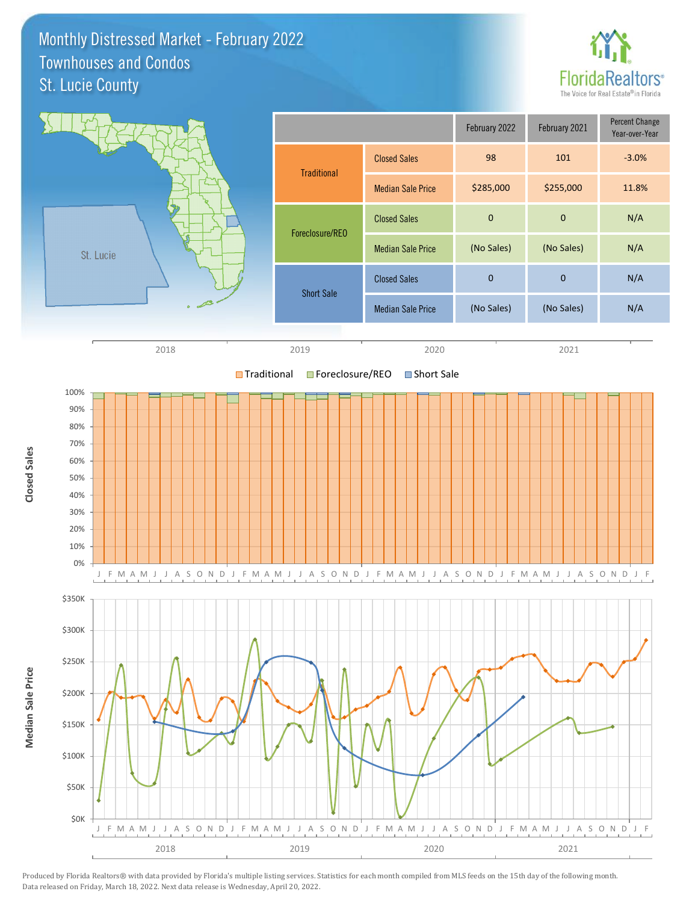# Monthly Distressed Market - February 2022
## Townhouses and Condos
## St. Lucie County

FloridaRealtors®
The Voice for Real Estate® in Florida

St. Lucie

| | | February 2022 | February 2021 | Percent Change Year-over-Year |
|---|---|---|---|---|
| Traditional | Closed Sales | 98 | 101 | -3.0% |
| | Median Sale Price | $285,000 | $255,000 | 11.8% |
| Foreclosure/REO | Closed Sales | 0 | 0 | N/A |
| | Median Sale Price | (No Sales) | (No Sales) | N/A |
| Short Sale | Closed Sales | 0 | 0 | N/A |
| | Median Sale Price | (No Sales) | (No Sales) | N/A |

2018 2019 2020 2021

Traditional Foreclosure/REO Short Sale

Closed Sales

100% 90% 80% 70% 60% 50% 40% 30% 20% 10% 0%

J F M A M J J A S O N D J F M A M J J A S O N D J F M A M J J A S O N D J F M A M J J A S O N D J F

Median Sale Price

$350K $300K $250K $200K $150K $100K $50K $0K

J F M A M J J A S O N D J F M A M J J A S O N D J F M A M J J A S O N D J F M A M J J A S O N D J F

2018 2019 2020 2021

Produced by Florida Realtors® with data provided by Florida's multiple listing services. Statistics for each month compiled from MLS feeds on the 15th day of the following month.
Data released on Friday, March 18, 2022. Next data release is Wednesday, April 20, 2022.